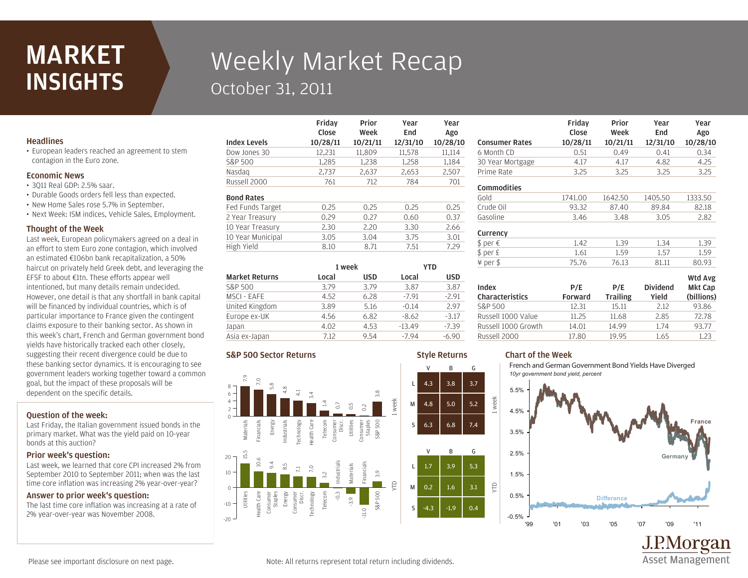# MARKET INSIGHTS

# Weekly Market Recap

## October 31, 2011

### Headlines

- European leaders reached an agreement to stem contagion in the Euro zone.

### Economic News

- 3Q11 Real GDP: 2.5% saar.
- Durable Goods orders fell less than expected.
- New Home Sales rose 5.7% in September.
- Next Week: ISM indices, Vehicle Sales, Employment.

### Thought of the Week

Last week, European policymakers agreed on a deal in an effort to stem Euro zone contagion, which involved an estimated €106bn bank recapitalization, a 50% haircut on privately held Greek debt, and leveraging the EFSF to about €1tn. These efforts appear well intentioned, but many details remain undecided. However, one detail is that any shortfall in bank capital will be financed by individual countries, which is of particular importance to France given the contingent claims exposure to their banking sector. As shown in this week's chart, French and German government bond yields have historically tracked each other closely, suggesting their recent divergence could be due to these banking sector dynamics. It is encouraging to see government leaders working together toward a common goal, but the impact of these proposals will be dependent on the specific details.

### Question of the week:

Last Friday, the Italian government issued bonds in the primary market. What was the yield paid on 10-year bonds at this auction?

### Prior week's question:

Last week, we learned that core CPI increased 2% from September 2010 to September 2011; when was the last time core inflation was increasing 2% year-over-year?

### Answer to prior week's question:

The last time core inflation was increasing at a rate of 2% year-over-year was November 2008.

| Index Levels | Friday Close 10/28/11 | Prior Week 10/21/11 | Year End 12/31/10 | Year Ago 10/28/10 |
|---|---|---|---|---|
| Dow Jones 30 | 12,231 | 11,809 | 11,578 | 11,114 |
| S&P 500 | 1,285 | 1,238 | 1,258 | 1,184 |
| Nasdaq | 2,737 | 2,637 | 2,653 | 2,507 |
| Russell 2000 | 761 | 712 | 784 | 701 |
| **Bond Rates** | | | | |
| Fed Funds Target | 0.25 | 0.25 | 0.25 | 0.25 |
| 2 Year Treasury | 0.29 | 0.27 | 0.60 | 0.37 |
| 10 Year Treasury | 2.30 | 2.20 | 3.30 | 2.66 |
| 10 Year Municipal | 3.05 | 3.04 | 3.75 | 3.01 |
| High Yield | 8.10 | 8.71 | 7.51 | 7.29 |

| | 1 week | | YTD | |
|---|---|---|---|---|
| Market Returns | Local | USD | Local | USD |
| S&P 500 | 3.79 | 3.79 | 3.87 | 3.87 |
| MSCI - EAFE | 4.52 | 6.28 | -7.91 | -2.91 |
| United Kingdom | 3.89 | 5.16 | -0.14 | 2.97 |
| Europe ex-UK | 4.56 | 6.82 | -8.62 | -3.17 |
| Japan | 4.02 | 4.53 | -13.49 | -7.39 |
| Asia ex-Japan | 7.12 | 9.54 | -7.94 | -6.90 |

| Consumer Rates | Friday Close 10/28/11 | Prior Week 10/21/11 | Year End 12/31/10 | Year Ago 10/28/10 |
|---|---|---|---|---|
| 6 Month CD | 0.51 | 0.49 | 0.41 | 0.34 |
| 30 Year Mortgage | 4.17 | 4.17 | 4.82 | 4.25 |
| Prime Rate | 3.25 | 3.25 | 3.25 | 3.25 |
| **Commodities** | | | | |
| Gold | 1741.00 | 1642.50 | 1405.50 | 1333.50 |
| Crude Oil | 93.32 | 87.40 | 89.84 | 82.18 |
| Gasoline | 3.46 | 3.48 | 3.05 | 2.82 |
| **Currency** | | | | |
| $ per € | 1.42 | 1.39 | 1.34 | 1.39 |
| $ per £ | 1.61 | 1.59 | 1.57 | 1.59 |
| ¥ per $ | 75.76 | 76.13 | 81.11 | 80.93 |

| Index Characteristics | P/E Forward | P/E Trailing | Dividend Yield | Wtd Avg Mkt Cap (billions) |
|---|---|---|---|---|
| S&P 500 | 12.31 | 15.11 | 2.12 | 93.86 |
| Russell 1000 Value | 11.25 | 11.68 | 2.85 | 72.78 |
| Russell 1000 Growth | 14.01 | 14.99 | 1.74 | 93.77 |
| Russell 2000 | 17.80 | 19.95 | 1.65 | 1.23 |

### S&P 500 Sector Returns

**1 week**

| Materials | Financials | Energy | Industrials | Technology | Health Care | Telecom | Consumer Discr. | Utilities | Consumer Staples | S&P 500 |
|---|---|---|---|---|---|---|---|---|---|---|
| 7.9 | 7.0 | 5.8 | 4.8 | 4.1 | 3.4 | 1.4 | 0.7 | 0.5 | 0.2 | 3.8 |

**YTD**

| Utilities | Health Care | Consumer Staples | Energy | Consumer Discr. | Technology | Telecom | Industrials | Materials | Financials | S&P 500 |
|---|---|---|---|---|---|---|---|---|---|---|
| 15.5 | 10.6 | 9.4 | 8.5 | 7.1 | 7.0 | 3.2 | -0.3 | -3.9 | -11.0 | 3.9 |

### Style Returns

**1 week**

| | V | B | G |
|---|---|---|---|
| L | 4.3 | 3.8 | 3.7 |
| M | 4.8 | 5.0 | 5.2 |
| S | 6.3 | 6.8 | 7.4 |

**YTD**

| | V | B | G |
|---|---|---|---|
| L | 1.7 | 3.9 | 5.3 |
| M | 0.2 | 1.6 | 3.1 |
| S | -4.3 | -1.9 | 0.4 |

### Chart of the Week

French and German Government Bond Yields Have Diverged

*10yr government bond yield, percent*

(Chart series: France, Germany, Difference; x-axis '99–'11; y-axis -0.5% to 5.5%)

Please see important disclosure on next page.

Note: All returns represent total return including dividends.

J.P.Morgan Asset Management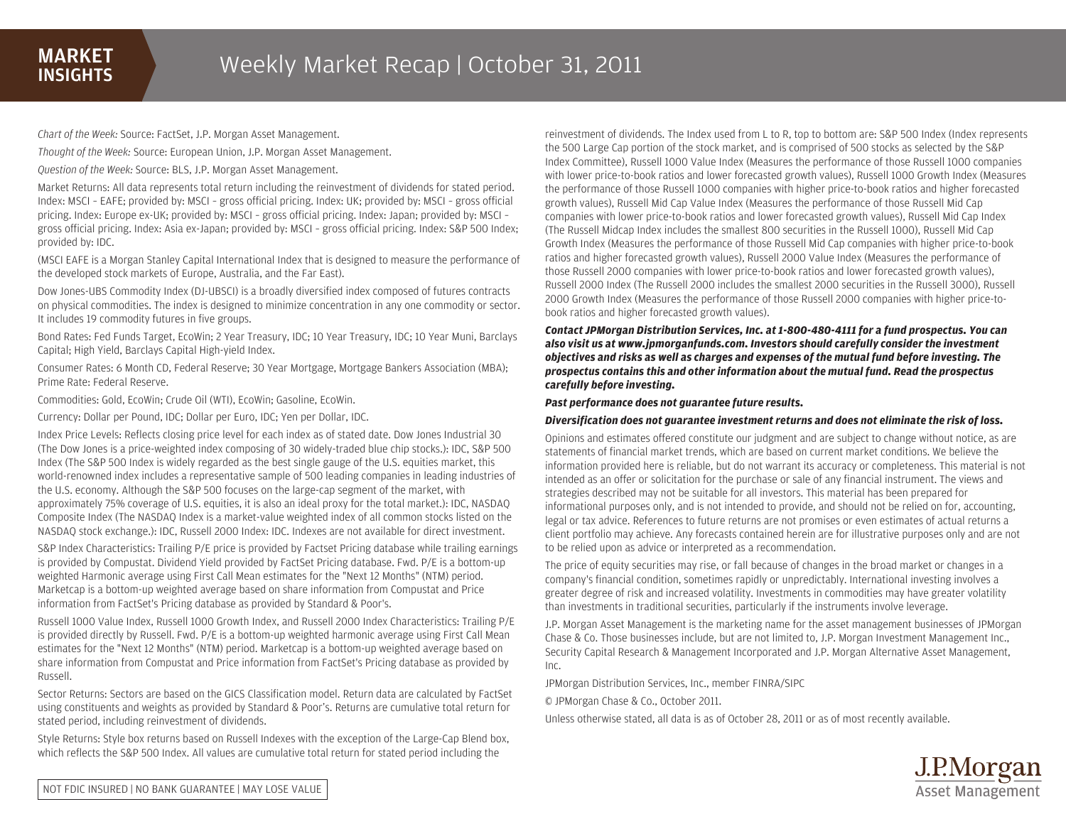# MARKET INSIGHTS

# Weekly Market Recap | October 31, 2011

*Chart of the Week:* Source: FactSet, J.P. Morgan Asset Management.

*Thought of the Week:* Source: European Union, J.P. Morgan Asset Management.

*Question of the Week:* Source: BLS, J.P. Morgan Asset Management.

Market Returns: All data represents total return including the reinvestment of dividends for stated period. Index: MSCI – EAFE; provided by: MSCI – gross official pricing. Index: UK; provided by: MSCI – gross official pricing. Index: Europe ex-UK; provided by: MSCI – gross official pricing. Index: Japan; provided by: MSCI – gross official pricing. Index: Asia ex-Japan; provided by: MSCI – gross official pricing. Index: S&P 500 Index; provided by: IDC.

(MSCI EAFE is a Morgan Stanley Capital International Index that is designed to measure the performance of the developed stock markets of Europe, Australia, and the Far East).

Dow Jones-UBS Commodity Index (DJ-UBSCI) is a broadly diversified index composed of futures contracts on physical commodities. The index is designed to minimize concentration in any one commodity or sector. It includes 19 commodity futures in five groups.

Bond Rates: Fed Funds Target, EcoWin; 2 Year Treasury, IDC; 10 Year Treasury, IDC; 10 Year Muni, Barclays Capital; High Yield, Barclays Capital High-yield Index.

Consumer Rates: 6 Month CD, Federal Reserve; 30 Year Mortgage, Mortgage Bankers Association (MBA); Prime Rate: Federal Reserve.

Commodities: Gold, EcoWin; Crude Oil (WTI), EcoWin; Gasoline, EcoWin.

Currency: Dollar per Pound, IDC; Dollar per Euro, IDC; Yen per Dollar, IDC.

Index Price Levels: Reflects closing price level for each index as of stated date. Dow Jones Industrial 30 (The Dow Jones is a price-weighted index composing of 30 widely-traded blue chip stocks.): IDC, S&P 500 Index (The S&P 500 Index is widely regarded as the best single gauge of the U.S. equities market, this world-renowned index includes a representative sample of 500 leading companies in leading industries of the U.S. economy. Although the S&P 500 focuses on the large-cap segment of the market, with approximately 75% coverage of U.S. equities, it is also an ideal proxy for the total market.): IDC, NASDAQ Composite Index (The NASDAQ Index is a market-value weighted index of all common stocks listed on the NASDAQ stock exchange.): IDC, Russell 2000 Index: IDC. Indexes are not available for direct investment.

S&P Index Characteristics: Trailing P/E price is provided by Factset Pricing database while trailing earnings is provided by Compustat. Dividend Yield provided by FactSet Pricing database. Fwd. P/E is a bottom-up weighted Harmonic average using First Call Mean estimates for the "Next 12 Months" (NTM) period. Marketcap is a bottom-up weighted average based on share information from Compustat and Price information from FactSet's Pricing database as provided by Standard & Poor's.

Russell 1000 Value Index, Russell 1000 Growth Index, and Russell 2000 Index Characteristics: Trailing P/E is provided directly by Russell. Fwd. P/E is a bottom-up weighted harmonic average using First Call Mean estimates for the "Next 12 Months" (NTM) period. Marketcap is a bottom-up weighted average based on share information from Compustat and Price information from FactSet's Pricing database as provided by Russell.

Sector Returns: Sectors are based on the GICS Classification model. Return data are calculated by FactSet using constituents and weights as provided by Standard & Poor's. Returns are cumulative total return for stated period, including reinvestment of dividends.

Style Returns: Style box returns based on Russell Indexes with the exception of the Large-Cap Blend box, which reflects the S&P 500 Index. All values are cumulative total return for stated period including the reinvestment of dividends. The Index used from L to R, top to bottom are: S&P 500 Index (Index represents the 500 Large Cap portion of the stock market, and is comprised of 500 stocks as selected by the S&P Index Committee), Russell 1000 Value Index (Measures the performance of those Russell 1000 companies with lower price-to-book ratios and lower forecasted growth values), Russell 1000 Growth Index (Measures the performance of those Russell 1000 companies with higher price-to-book ratios and higher forecasted growth values), Russell Mid Cap Value Index (Measures the performance of those Russell Mid Cap companies with lower price-to-book ratios and lower forecasted growth values), Russell Mid Cap Index (The Russell Midcap Index includes the smallest 800 securities in the Russell 1000), Russell Mid Cap Growth Index (Measures the performance of those Russell Mid Cap companies with higher price-to-book ratios and higher forecasted growth values), Russell 2000 Value Index (Measures the performance of those Russell 2000 companies with lower price-to-book ratios and lower forecasted growth values), Russell 2000 Index (The Russell 2000 includes the smallest 2000 securities in the Russell 3000), Russell 2000 Growth Index (Measures the performance of those Russell 2000 companies with higher price-to-book ratios and higher forecasted growth values).

***Contact JPMorgan Distribution Services, Inc. at 1-800-480-4111 for a fund prospectus. You can also visit us at www.jpmorganfunds.com. Investors should carefully consider the investment objectives and risks as well as charges and expenses of the mutual fund before investing. The prospectus contains this and other information about the mutual fund. Read the prospectus carefully before investing.***

***Past performance does not guarantee future results.***

***Diversification does not guarantee investment returns and does not eliminate the risk of loss.***

Opinions and estimates offered constitute our judgment and are subject to change without notice, as are statements of financial market trends, which are based on current market conditions. We believe the information provided here is reliable, but do not warrant its accuracy or completeness. This material is not intended as an offer or solicitation for the purchase or sale of any financial instrument. The views and strategies described may not be suitable for all investors. This material has been prepared for informational purposes only, and is not intended to provide, and should not be relied on for, accounting, legal or tax advice. References to future returns are not promises or even estimates of actual returns a client portfolio may achieve. Any forecasts contained herein are for illustrative purposes only and are not to be relied upon as advice or interpreted as a recommendation.

The price of equity securities may rise, or fall because of changes in the broad market or changes in a company's financial condition, sometimes rapidly or unpredictably. International investing involves a greater degree of risk and increased volatility. Investments in commodities may have greater volatility than investments in traditional securities, particularly if the instruments involve leverage.

J.P. Morgan Asset Management is the marketing name for the asset management businesses of JPMorgan Chase & Co. Those businesses include, but are not limited to, J.P. Morgan Investment Management Inc., Security Capital Research & Management Incorporated and J.P. Morgan Alternative Asset Management, Inc.

JPMorgan Distribution Services, Inc., member FINRA/SIPC

© JPMorgan Chase & Co., October 2011.

Unless otherwise stated, all data is as of October 28, 2011 or as of most recently available.

NOT FDIC INSURED | NO BANK GUARANTEE | MAY LOSE VALUE

J.P.Morgan Asset Management